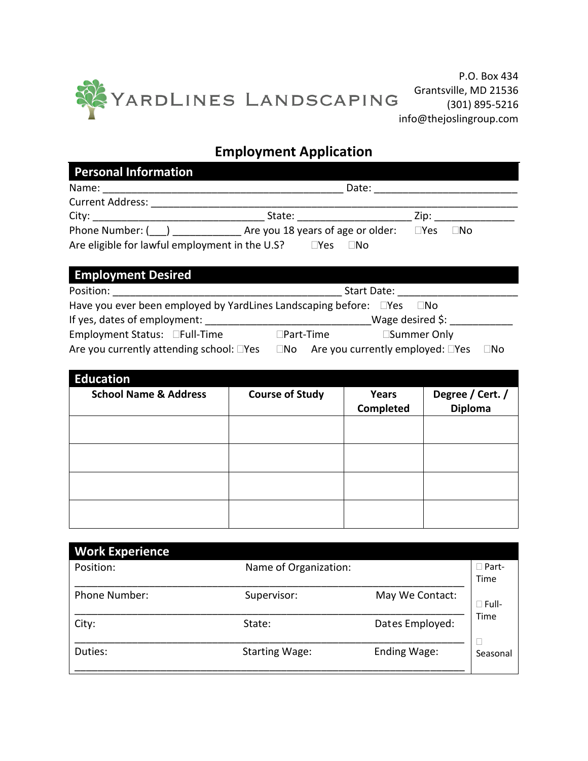YardLines Landscaping

P.O. Box 434
Grantsville, MD 21536
(301) 895-5216
info@thejoslingroup.com

# Employment Application

## Personal Information

Name: ________________________________________ Date: ________________________

Current Address: ____________________________________________________________

City: ______________________________ State: ____________________ Zip: ______________

Phone Number: (___) ____________ Are you 18 years of age or older: ☐Yes ☐No

Are eligible for lawful employment in the U.S? ☐Yes ☐No

## Employment Desired

Position: ________________________________________ Start Date: _____________________

Have you ever been employed by YardLines Landscaping before: ☐Yes ☐No

If yes, dates of employment: ____________________________Wage desired $: ___________

Employment Status: ☐Full-Time ☐Part-Time ☐Summer Only

Are you currently attending school: ☐Yes ☐No Are you currently employed: ☐Yes ☐No

## Education

| School Name & Address | Course of Study | Years Completed | Degree / Cert. / Diploma |
|---|---|---|---|
| | | | |
| | | | |
| | | | |
| | | | |

## Work Experience

| | | | |
|---|---|---|---|
| Position: | Name of Organization: | | ☐ Part-Time |
| Phone Number: | Supervisor: | May We Contact: | ☐ Full-Time |
| City: | State: | Dates Employed: | ☐ Seasonal |
| Duties: | Starting Wage: | Ending Wage: | |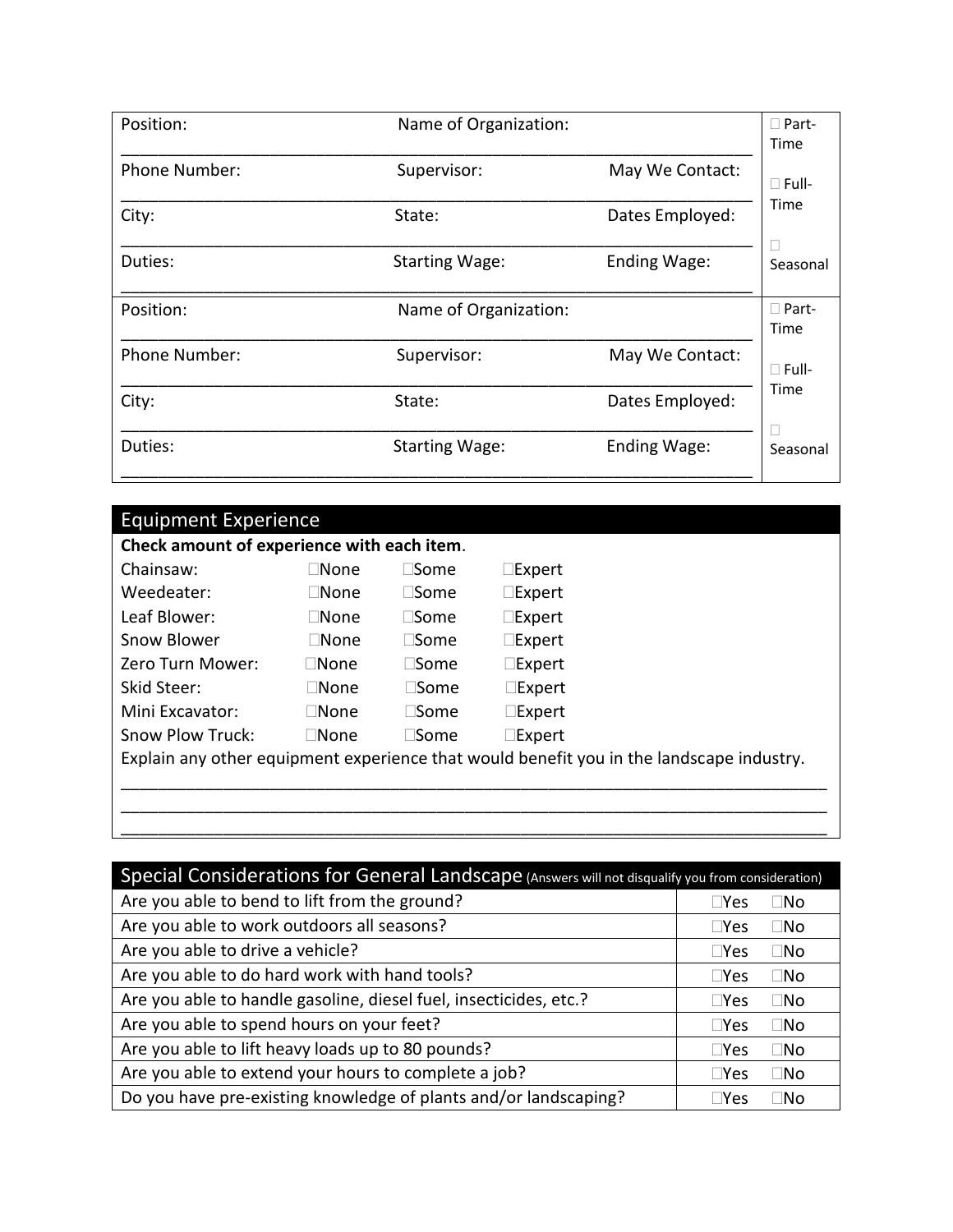| | | | |
|---|---|---|---|
| Position: | Name of Organization: | | ☐ Part-Time |
| Phone Number: | Supervisor: | May We Contact: | ☐ Full-Time |
| City: | State: | Dates Employed: | ☐ Seasonal |
| Duties: | Starting Wage: | Ending Wage: | |

| | | | |
|---|---|---|---|
| Position: | Name of Organization: | | ☐ Part-Time |
| Phone Number: | Supervisor: | May We Contact: | ☐ Full-Time |
| City: | State: | Dates Employed: | ☐ Seasonal |
| Duties: | Starting Wage: | Ending Wage: | |

## Equipment Experience

**Check amount of experience with each item**.

| | | | |
|---|---|---|---|
| Chainsaw: | ☐None | ☐Some | ☐Expert |
| Weedeater: | ☐None | ☐Some | ☐Expert |
| Leaf Blower: | ☐None | ☐Some | ☐Expert |
| Snow Blower | ☐None | ☐Some | ☐Expert |
| Zero Turn Mower: | ☐None | ☐Some | ☐Expert |
| Skid Steer: | ☐None | ☐Some | ☐Expert |
| Mini Excavator: | ☐None | ☐Some | ☐Expert |
| Snow Plow Truck: | ☐None | ☐Some | ☐Expert |

Explain any other equipment experience that would benefit you in the landscape industry.

_______________________________________________________________________________

_______________________________________________________________________________

_______________________________________________________________________________

## Special Considerations for General Landscape (Answers will not disqualify you from consideration)

| | |
|---|---|
| Are you able to bend to lift from the ground? | ☐Yes ☐No |
| Are you able to work outdoors all seasons? | ☐Yes ☐No |
| Are you able to drive a vehicle? | ☐Yes ☐No |
| Are you able to do hard work with hand tools? | ☐Yes ☐No |
| Are you able to handle gasoline, diesel fuel, insecticides, etc.? | ☐Yes ☐No |
| Are you able to spend hours on your feet? | ☐Yes ☐No |
| Are you able to lift heavy loads up to 80 pounds? | ☐Yes ☐No |
| Are you able to extend your hours to complete a job? | ☐Yes ☐No |
| Do you have pre-existing knowledge of plants and/or landscaping? | ☐Yes ☐No |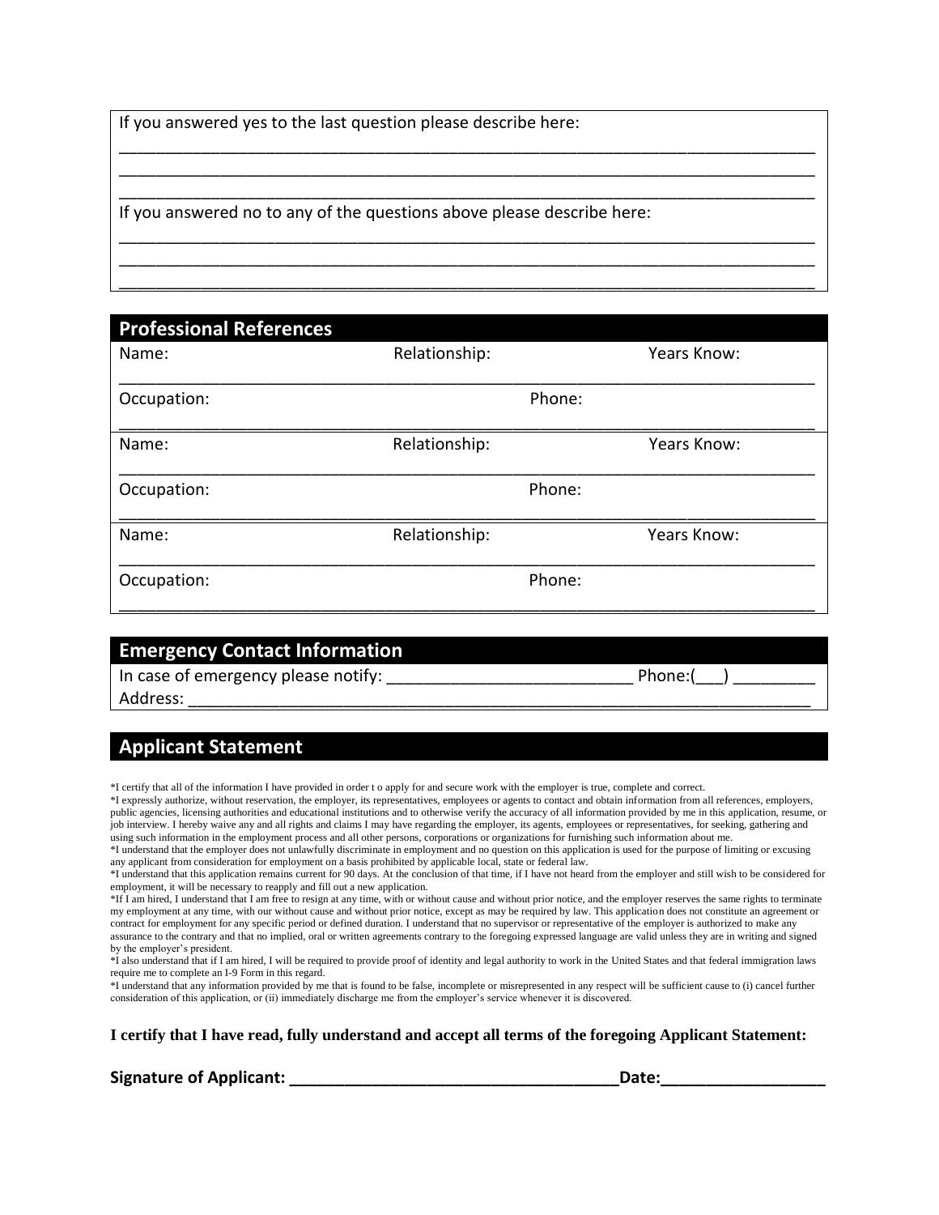If you answered yes to the last question please describe here:

________________________________________________________________________________

________________________________________________________________________________

________________________________________________________________________________

If you answered no to any of the questions above please describe here:

________________________________________________________________________________

________________________________________________________________________________

________________________________________________________________________________

## Professional References

Name: Relationship: Years Know:

________________________________________________________________________________

Occupation: Phone:

________________________________________________________________________________

Name: Relationship: Years Know:

________________________________________________________________________________

Occupation: Phone:

________________________________________________________________________________

Name: Relationship: Years Know:

________________________________________________________________________________

Occupation: Phone:

________________________________________________________________________________

## Emergency Contact Information

In case of emergency please notify: ___________________________ Phone:(___) _________

Address: ______________________________________________________________________

## Applicant Statement

*I certify that all of the information I have provided in order t o apply for and secure work with the employer is true, complete and correct.

*I expressly authorize, without reservation, the employer, its representatives, employees or agents to contact and obtain information from all references, employers, public agencies, licensing authorities and educational institutions and to otherwise verify the accuracy of all information provided by me in this application, resume, or job interview. I hereby waive any and all rights and claims I may have regarding the employer, its agents, employees or representatives, for seeking, gathering and using such information in the employment process and all other persons, corporations or organizations for furnishing such information about me.

*I understand that the employer does not unlawfully discriminate in employment and no question on this application is used for the purpose of limiting or excusing any applicant from consideration for employment on a basis prohibited by applicable local, state or federal law.

*I understand that this application remains current for 90 days. At the conclusion of that time, if I have not heard from the employer and still wish to be considered for employment, it will be necessary to reapply and fill out a new application.

*If I am hired, I understand that I am free to resign at any time, with or without cause and without prior notice, and the employer reserves the same rights to terminate my employment at any time, with our without cause and without prior notice, except as may be required by law. This application does not constitute an agreement or contract for employment for any specific period or defined duration. I understand that no supervisor or representative of the employer is authorized to make any assurance to the contrary and that no implied, oral or written agreements contrary to the foregoing expressed language are valid unless they are in writing and signed by the employer's president.

*I also understand that if I am hired, I will be required to provide proof of identity and legal authority to work in the United States and that federal immigration laws require me to complete an I-9 Form in this regard.

*I understand that any information provided by me that is found to be false, incomplete or misrepresented in any respect will be sufficient cause to (i) cancel further consideration of this application, or (ii) immediately discharge me from the employer's service whenever it is discovered.

**I certify that I have read, fully understand and accept all terms of the foregoing Applicant Statement:**

**Signature of Applicant: ____________________________________Date:__________________**